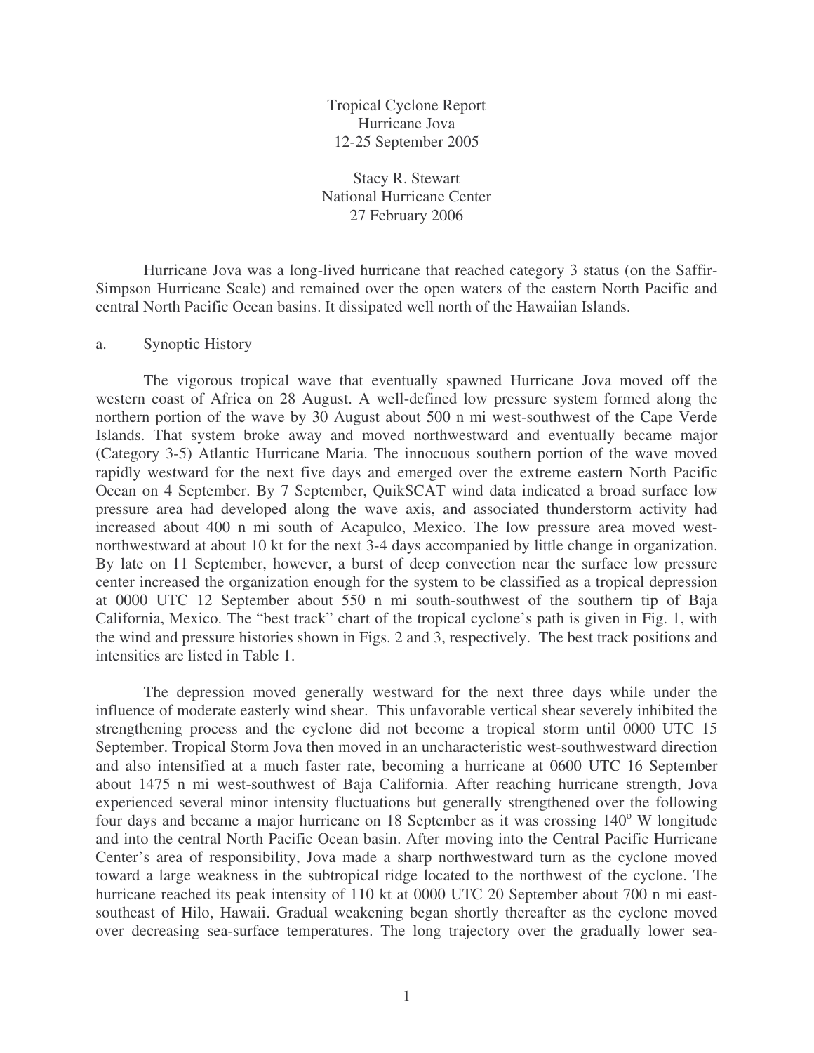# Tropical Cyclone Report
## Hurricane Jova
### 12-25 September 2005

Stacy R. Stewart
National Hurricane Center
27 February 2006

Hurricane Jova was a long-lived hurricane that reached category 3 status (on the Saffir-Simpson Hurricane Scale) and remained over the open waters of the eastern North Pacific and central North Pacific Ocean basins. It dissipated well north of the Hawaiian Islands.

## a. Synoptic History

The vigorous tropical wave that eventually spawned Hurricane Jova moved off the western coast of Africa on 28 August. A well-defined low pressure system formed along the northern portion of the wave by 30 August about 500 n mi west-southwest of the Cape Verde Islands. That system broke away and moved northwestward and eventually became major (Category 3-5) Atlantic Hurricane Maria. The innocuous southern portion of the wave moved rapidly westward for the next five days and emerged over the extreme eastern North Pacific Ocean on 4 September. By 7 September, QuikSCAT wind data indicated a broad surface low pressure area had developed along the wave axis, and associated thunderstorm activity had increased about 400 n mi south of Acapulco, Mexico. The low pressure area moved west-northwestward at about 10 kt for the next 3-4 days accompanied by little change in organization. By late on 11 September, however, a burst of deep convection near the surface low pressure center increased the organization enough for the system to be classified as a tropical depression at 0000 UTC 12 September about 550 n mi south-southwest of the southern tip of Baja California, Mexico. The "best track" chart of the tropical cyclone's path is given in Fig. 1, with the wind and pressure histories shown in Figs. 2 and 3, respectively. The best track positions and intensities are listed in Table 1.

The depression moved generally westward for the next three days while under the influence of moderate easterly wind shear. This unfavorable vertical shear severely inhibited the strengthening process and the cyclone did not become a tropical storm until 0000 UTC 15 September. Tropical Storm Jova then moved in an uncharacteristic west-southwestward direction and also intensified at a much faster rate, becoming a hurricane at 0600 UTC 16 September about 1475 n mi west-southwest of Baja California. After reaching hurricane strength, Jova experienced several minor intensity fluctuations but generally strengthened over the following four days and became a major hurricane on 18 September as it was crossing 140$^{o}$ W longitude and into the central North Pacific Ocean basin. After moving into the Central Pacific Hurricane Center's area of responsibility, Jova made a sharp northwestward turn as the cyclone moved toward a large weakness in the subtropical ridge located to the northwest of the cyclone. The hurricane reached its peak intensity of 110 kt at 0000 UTC 20 September about 700 n mi east-southeast of Hilo, Hawaii. Gradual weakening began shortly thereafter as the cyclone moved over decreasing sea-surface temperatures. The long trajectory over the gradually lower sea-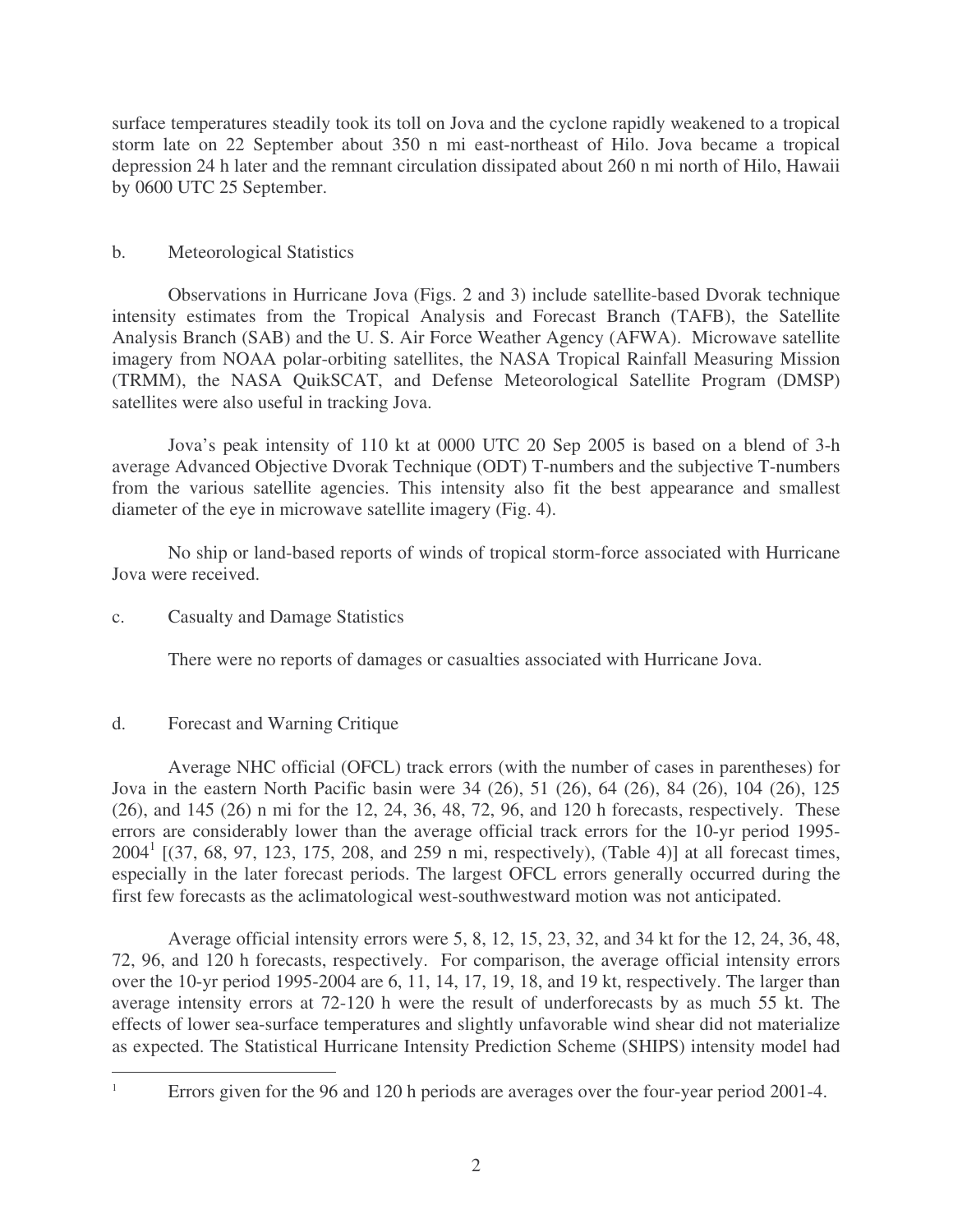surface temperatures steadily took its toll on Jova and the cyclone rapidly weakened to a tropical storm late on 22 September about 350 n mi east-northeast of Hilo. Jova became a tropical depression 24 h later and the remnant circulation dissipated about 260 n mi north of Hilo, Hawaii by 0600 UTC 25 September.

## b. Meteorological Statistics

Observations in Hurricane Jova (Figs. 2 and 3) include satellite-based Dvorak technique intensity estimates from the Tropical Analysis and Forecast Branch (TAFB), the Satellite Analysis Branch (SAB) and the U. S. Air Force Weather Agency (AFWA). Microwave satellite imagery from NOAA polar-orbiting satellites, the NASA Tropical Rainfall Measuring Mission (TRMM), the NASA QuikSCAT, and Defense Meteorological Satellite Program (DMSP) satellites were also useful in tracking Jova.

Jova's peak intensity of 110 kt at 0000 UTC 20 Sep 2005 is based on a blend of 3-h average Advanced Objective Dvorak Technique (ODT) T-numbers and the subjective T-numbers from the various satellite agencies. This intensity also fit the best appearance and smallest diameter of the eye in microwave satellite imagery (Fig. 4).

No ship or land-based reports of winds of tropical storm-force associated with Hurricane Jova were received.

## c. Casualty and Damage Statistics

There were no reports of damages or casualties associated with Hurricane Jova.

## d. Forecast and Warning Critique

Average NHC official (OFCL) track errors (with the number of cases in parentheses) for Jova in the eastern North Pacific basin were 34 (26), 51 (26), 64 (26), 84 (26), 104 (26), 125 (26), and 145 (26) n mi for the 12, 24, 36, 48, 72, 96, and 120 h forecasts, respectively. These errors are considerably lower than the average official track errors for the 10-yr period 1995-2004[1] [(37, 68, 97, 123, 175, 208, and 259 n mi, respectively), (Table 4)] at all forecast times, especially in the later forecast periods. The largest OFCL errors generally occurred during the first few forecasts as the aclimatological west-southwestward motion was not anticipated.

Average official intensity errors were 5, 8, 12, 15, 23, 32, and 34 kt for the 12, 24, 36, 48, 72, 96, and 120 h forecasts, respectively. For comparison, the average official intensity errors over the 10-yr period 1995-2004 are 6, 11, 14, 17, 19, 18, and 19 kt, respectively. The larger than average intensity errors at 72-120 h were the result of underforecasts by as much 55 kt. The effects of lower sea-surface temperatures and slightly unfavorable wind shear did not materialize as expected. The Statistical Hurricane Intensity Prediction Scheme (SHIPS) intensity model had

[1] Errors given for the 96 and 120 h periods are averages over the four-year period 2001-4.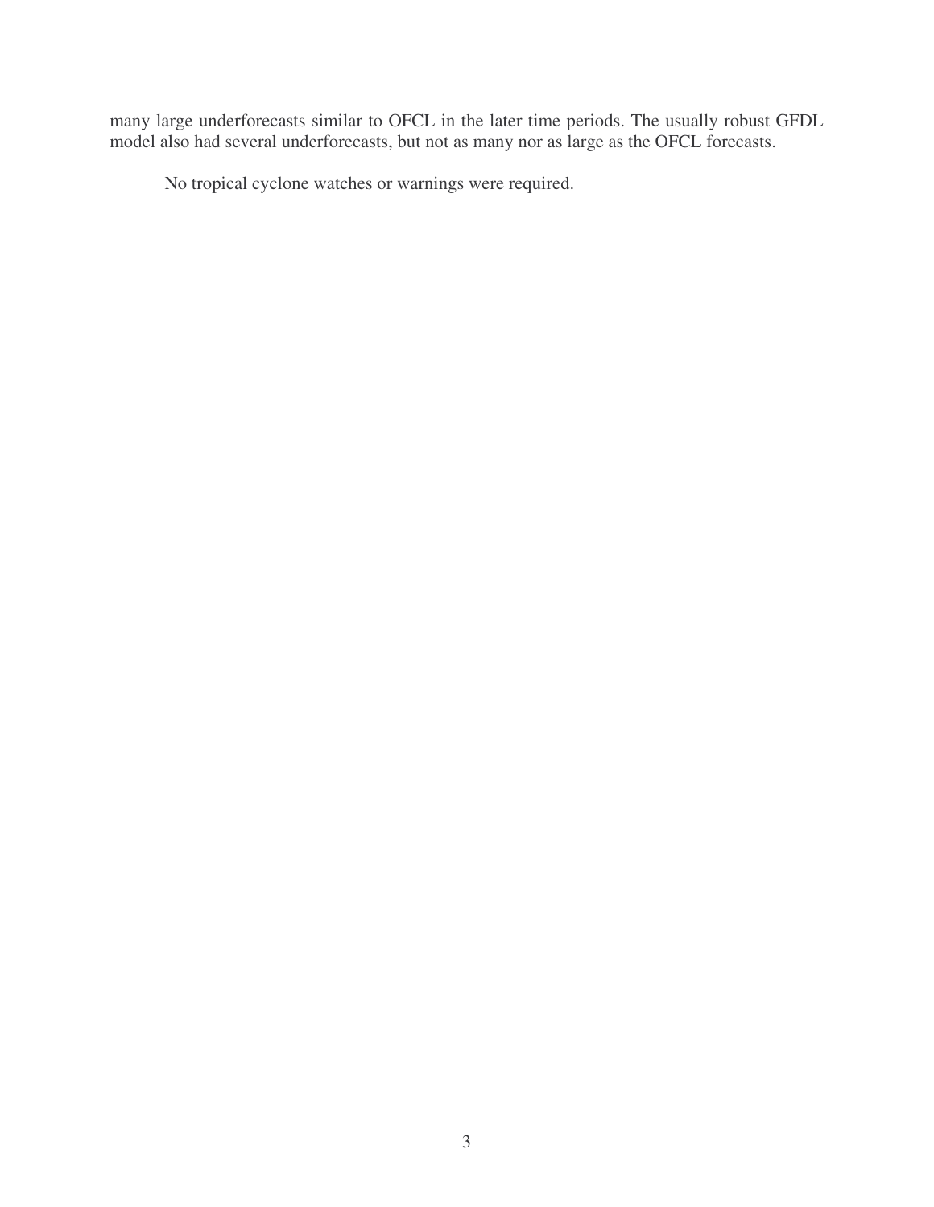many large underforecasts similar to OFCL in the later time periods. The usually robust GFDL model also had several underforecasts, but not as many nor as large as the OFCL forecasts.

No tropical cyclone watches or warnings were required.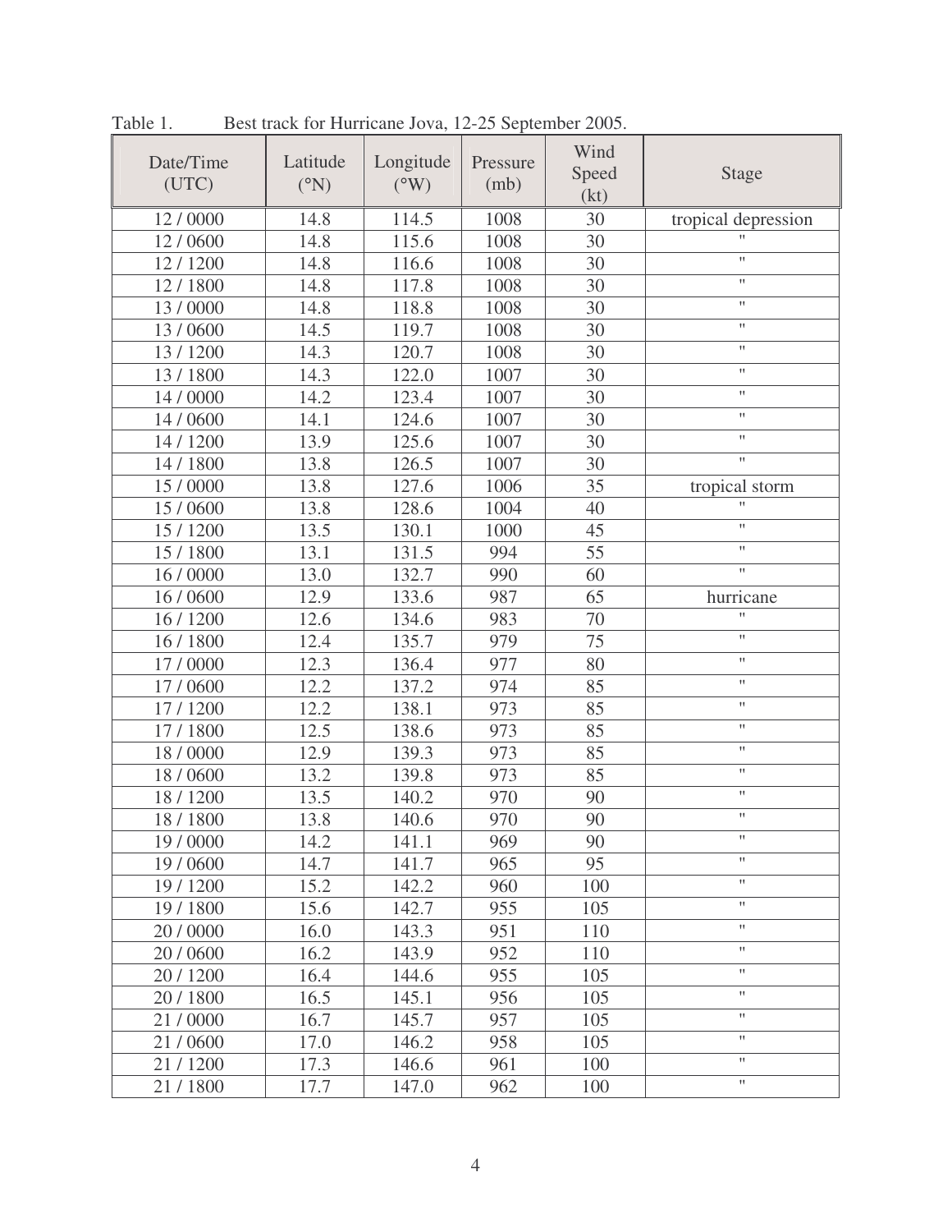Table 1. Best track for Hurricane Jova, 12-25 September 2005.

| Date/Time (UTC) | Latitude (°N) | Longitude (°W) | Pressure (mb) | Wind Speed (kt) | Stage |
|---|---|---|---|---|---|
| 12 / 0000 | 14.8 | 114.5 | 1008 | 30 | tropical depression |
| 12 / 0600 | 14.8 | 115.6 | 1008 | 30 | " |
| 12 / 1200 | 14.8 | 116.6 | 1008 | 30 | " |
| 12 / 1800 | 14.8 | 117.8 | 1008 | 30 | " |
| 13 / 0000 | 14.8 | 118.8 | 1008 | 30 | " |
| 13 / 0600 | 14.5 | 119.7 | 1008 | 30 | " |
| 13 / 1200 | 14.3 | 120.7 | 1008 | 30 | " |
| 13 / 1800 | 14.3 | 122.0 | 1007 | 30 | " |
| 14 / 0000 | 14.2 | 123.4 | 1007 | 30 | " |
| 14 / 0600 | 14.1 | 124.6 | 1007 | 30 | " |
| 14 / 1200 | 13.9 | 125.6 | 1007 | 30 | " |
| 14 / 1800 | 13.8 | 126.5 | 1007 | 30 | " |
| 15 / 0000 | 13.8 | 127.6 | 1006 | 35 | tropical storm |
| 15 / 0600 | 13.8 | 128.6 | 1004 | 40 | " |
| 15 / 1200 | 13.5 | 130.1 | 1000 | 45 | " |
| 15 / 1800 | 13.1 | 131.5 | 994 | 55 | " |
| 16 / 0000 | 13.0 | 132.7 | 990 | 60 | " |
| 16 / 0600 | 12.9 | 133.6 | 987 | 65 | hurricane |
| 16 / 1200 | 12.6 | 134.6 | 983 | 70 | " |
| 16 / 1800 | 12.4 | 135.7 | 979 | 75 | " |
| 17 / 0000 | 12.3 | 136.4 | 977 | 80 | " |
| 17 / 0600 | 12.2 | 137.2 | 974 | 85 | " |
| 17 / 1200 | 12.2 | 138.1 | 973 | 85 | " |
| 17 / 1800 | 12.5 | 138.6 | 973 | 85 | " |
| 18 / 0000 | 12.9 | 139.3 | 973 | 85 | " |
| 18 / 0600 | 13.2 | 139.8 | 973 | 85 | " |
| 18 / 1200 | 13.5 | 140.2 | 970 | 90 | " |
| 18 / 1800 | 13.8 | 140.6 | 970 | 90 | " |
| 19 / 0000 | 14.2 | 141.1 | 969 | 90 | " |
| 19 / 0600 | 14.7 | 141.7 | 965 | 95 | " |
| 19 / 1200 | 15.2 | 142.2 | 960 | 100 | " |
| 19 / 1800 | 15.6 | 142.7 | 955 | 105 | " |
| 20 / 0000 | 16.0 | 143.3 | 951 | 110 | " |
| 20 / 0600 | 16.2 | 143.9 | 952 | 110 | " |
| 20 / 1200 | 16.4 | 144.6 | 955 | 105 | " |
| 20 / 1800 | 16.5 | 145.1 | 956 | 105 | " |
| 21 / 0000 | 16.7 | 145.7 | 957 | 105 | " |
| 21 / 0600 | 17.0 | 146.2 | 958 | 105 | " |
| 21 / 1200 | 17.3 | 146.6 | 961 | 100 | " |
| 21 / 1800 | 17.7 | 147.0 | 962 | 100 | " |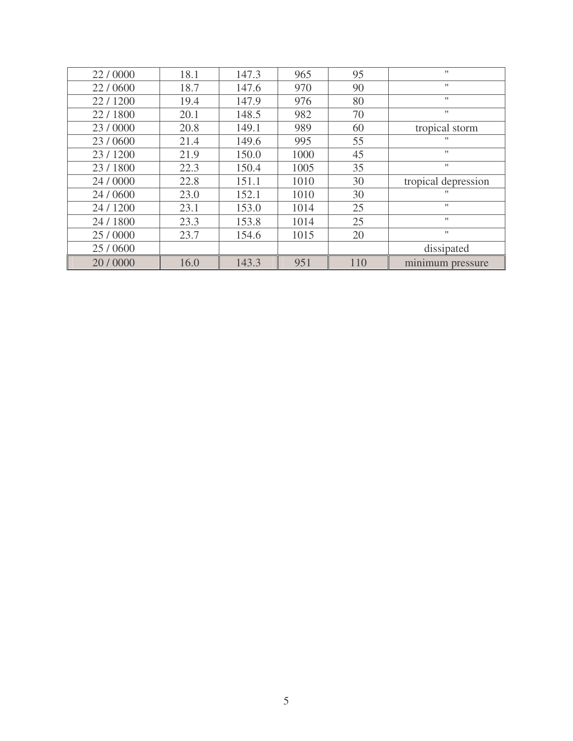| | | | | | |
|---|---|---|---|---|---|
| 22 / 0000 | 18.1 | 147.3 | 965 | 95 | " |
| 22 / 0600 | 18.7 | 147.6 | 970 | 90 | " |
| 22 / 1200 | 19.4 | 147.9 | 976 | 80 | " |
| 22 / 1800 | 20.1 | 148.5 | 982 | 70 | " |
| 23 / 0000 | 20.8 | 149.1 | 989 | 60 | tropical storm |
| 23 / 0600 | 21.4 | 149.6 | 995 | 55 | " |
| 23 / 1200 | 21.9 | 150.0 | 1000 | 45 | " |
| 23 / 1800 | 22.3 | 150.4 | 1005 | 35 | " |
| 24 / 0000 | 22.8 | 151.1 | 1010 | 30 | tropical depression |
| 24 / 0600 | 23.0 | 152.1 | 1010 | 30 | " |
| 24 / 1200 | 23.1 | 153.0 | 1014 | 25 | " |
| 24 / 1800 | 23.3 | 153.8 | 1014 | 25 | " |
| 25 / 0000 | 23.7 | 154.6 | 1015 | 20 | " |
| 25 / 0600 | | | | | dissipated |
| 20 / 0000 | 16.0 | 143.3 | 951 | 110 | minimum pressure |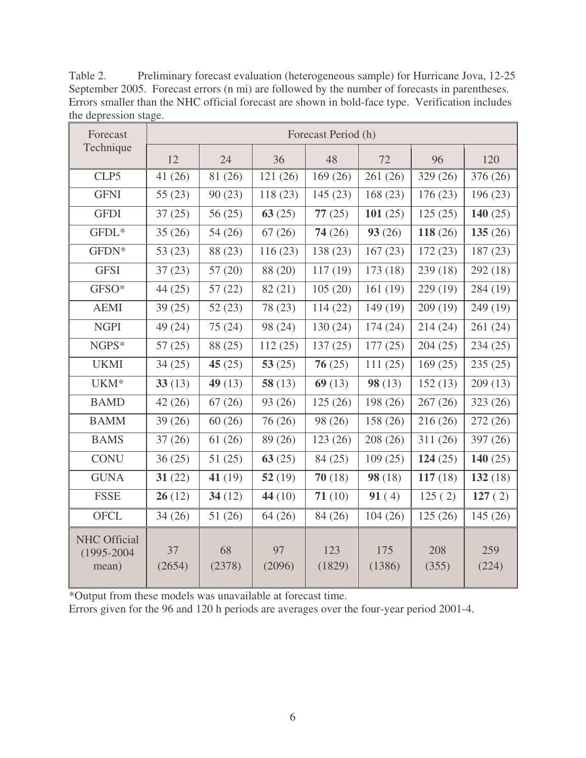Table 2. Preliminary forecast evaluation (heterogeneous sample) for Hurricane Jova, 12-25 September 2005. Forecast errors (n mi) are followed by the number of forecasts in parentheses. Errors smaller than the NHC official forecast are shown in bold-face type. Verification includes the depression stage.

| Forecast Technique | Forecast Period (h) | | | | | | |
|---|---|---|---|---|---|---|---|
| | 12 | 24 | 36 | 48 | 72 | 96 | 120 |
| CLP5 | 41 (26) | 81 (26) | 121 (26) | 169 (26) | 261 (26) | 329 (26) | 376 (26) |
| GFNI | 55 (23) | 90 (23) | 118 (23) | 145 (23) | 168 (23) | 176 (23) | 196 (23) |
| GFDI | 37 (25) | 56 (25) | **63** (25) | **77** (25) | **101** (25) | 125 (25) | **140** (25) |
| GFDL* | 35 (26) | 54 (26) | 67 (26) | **74** (26) | **93** (26) | **118** (26) | **135** (26) |
| GFDN* | 53 (23) | 88 (23) | 116 (23) | 138 (23) | 167 (23) | 172 (23) | 187 (23) |
| GFSI | 37 (23) | 57 (20) | 88 (20) | 117 (19) | 173 (18) | 239 (18) | 292 (18) |
| GFSO* | 44 (25) | 57 (22) | 82 (21) | 105 (20) | 161 (19) | 229 (19) | 284 (19) |
| AEMI | 39 (25) | 52 (23) | 78 (23) | 114 (22) | 149 (19) | 209 (19) | 249 (19) |
| NGPI | 49 (24) | 75 (24) | 98 (24) | 130 (24) | 174 (24) | 214 (24) | 261 (24) |
| NGPS* | 57 (25) | 88 (25) | 112 (25) | 137 (25) | 177 (25) | 204 (25) | 234 (25) |
| UKMI | 34 (25) | **45** (25) | **53** (25) | **76** (25) | 111 (25) | 169 (25) | 235 (25) |
| UKM* | **33** (13) | **49** (13) | **58** (13) | **69** (13) | **98** (13) | 152 (13) | 209 (13) |
| BAMD | 42 (26) | 67 (26) | 93 (26) | 125 (26) | 198 (26) | 267 (26) | 323 (26) |
| BAMM | 39 (26) | 60 (26) | 76 (26) | 98 (26) | 158 (26) | 216 (26) | 272 (26) |
| BAMS | 37 (26) | 61 (26) | 89 (26) | 123 (26) | 208 (26) | 311 (26) | 397 (26) |
| CONU | 36 (25) | 51 (25) | **63** (25) | 84 (25) | 109 (25) | **124** (25) | **140** (25) |
| GUNA | **31** (22) | **41** (19) | **52** (19) | **70** (18) | **98** (18) | **117** (18) | **132** (18) |
| FSSE | **26** (12) | **34** (12) | **44** (10) | **71** (10) | **91** ( 4) | 125 ( 2) | **127** ( 2) |
| OFCL | 34 (26) | 51 (26) | 64 (26) | 84 (26) | 104 (26) | 125 (26) | 145 (26) |
| NHC Official (1995-2004 mean) | 37 (2654) | 68 (2378) | 97 (2096) | 123 (1829) | 175 (1386) | 208 (355) | 259 (224) |

*Output from these models was unavailable at forecast time.

Errors given for the 96 and 120 h periods are averages over the four-year period 2001-4.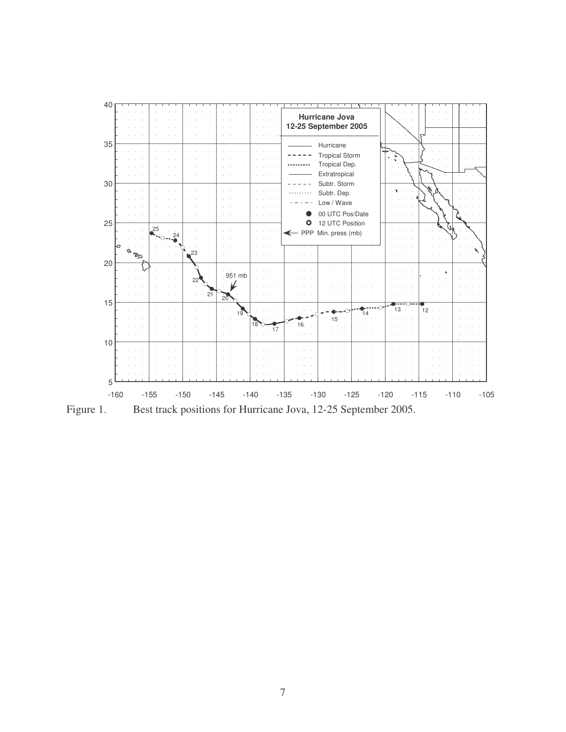Figure 1. Best track positions for Hurricane Jova, 12-25 September 2005.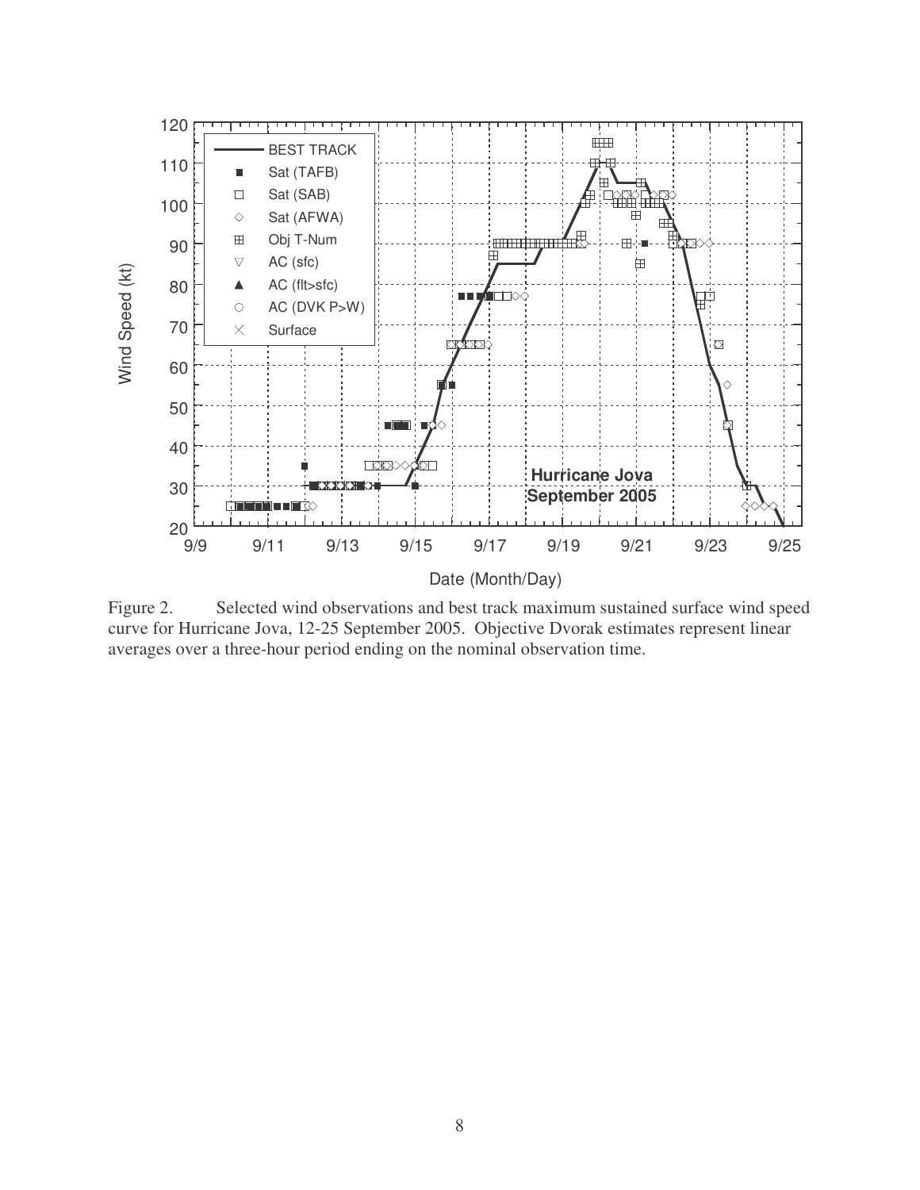Figure 2. Selected wind observations and best track maximum sustained surface wind speed curve for Hurricane Jova, 12-25 September 2005. Objective Dvorak estimates represent linear averages over a three-hour period ending on the nominal observation time.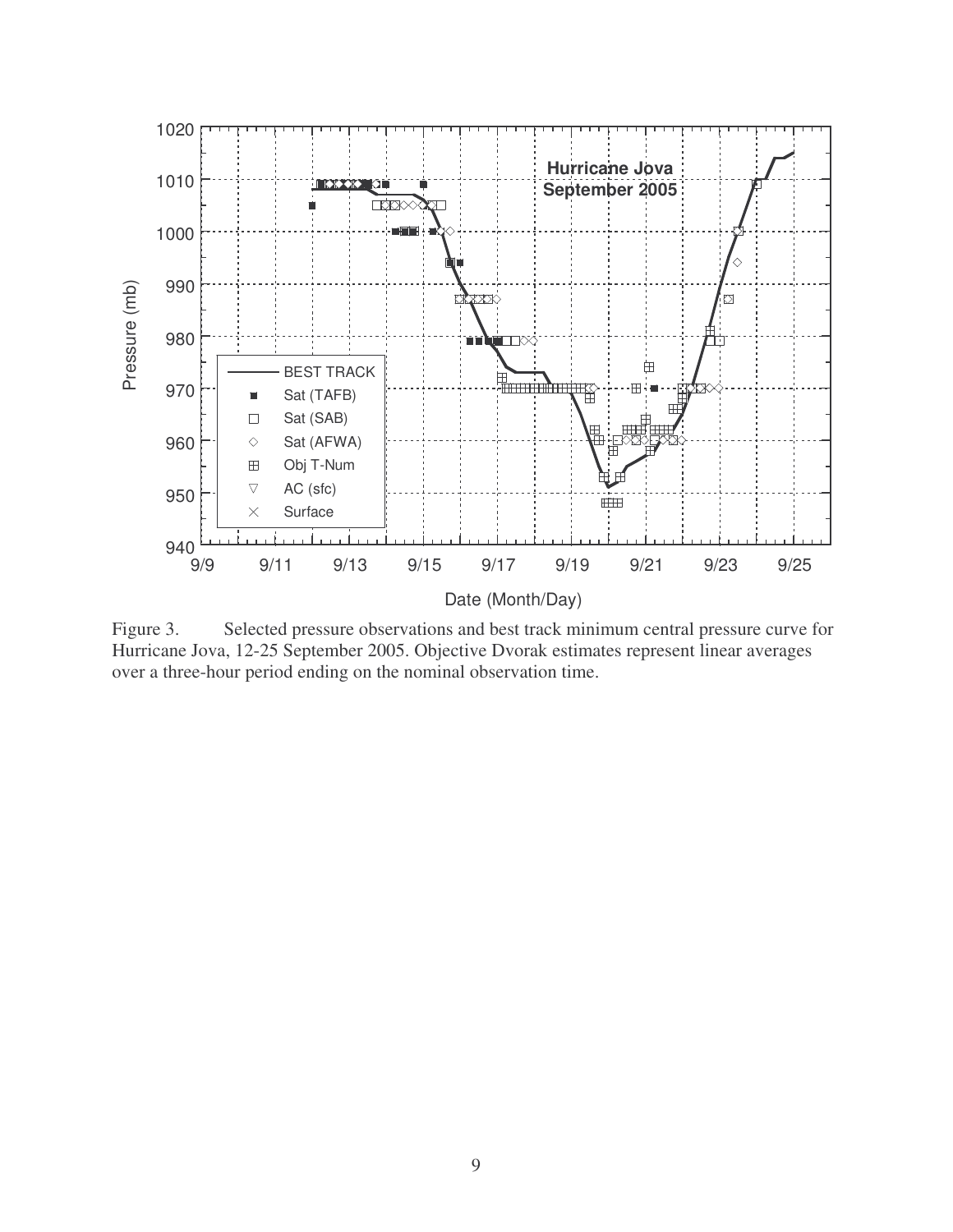Figure 3. Selected pressure observations and best track minimum central pressure curve for Hurricane Jova, 12-25 September 2005. Objective Dvorak estimates represent linear averages over a three-hour period ending on the nominal observation time.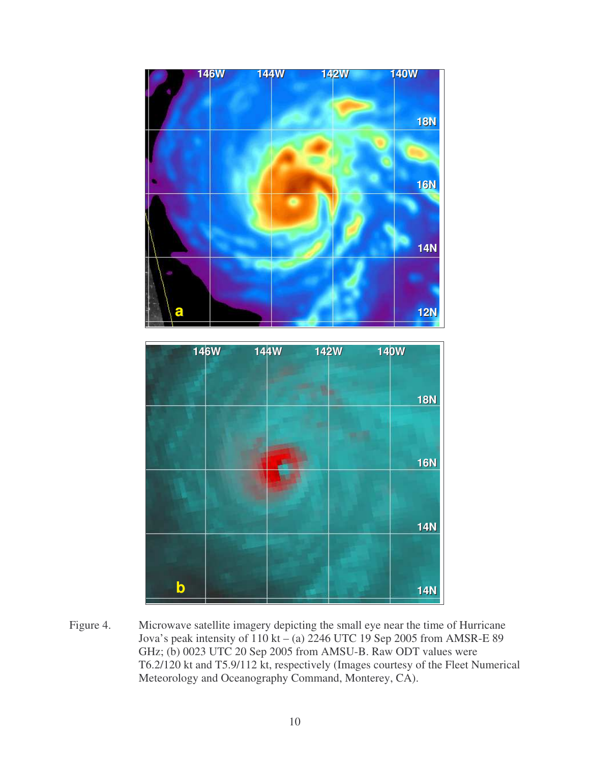146W 144W 142W 140W

18N

16N

14N

a

12N

146W 144W 142W 140W

18N

16N

14N

b

14N

Figure 4. Microwave satellite imagery depicting the small eye near the time of Hurricane Jova's peak intensity of 110 kt – (a) 2246 UTC 19 Sep 2005 from AMSR-E 89 GHz; (b) 0023 UTC 20 Sep 2005 from AMSU-B. Raw ODT values were T6.2/120 kt and T5.9/112 kt, respectively (Images courtesy of the Fleet Numerical Meteorology and Oceanography Command, Monterey, CA).